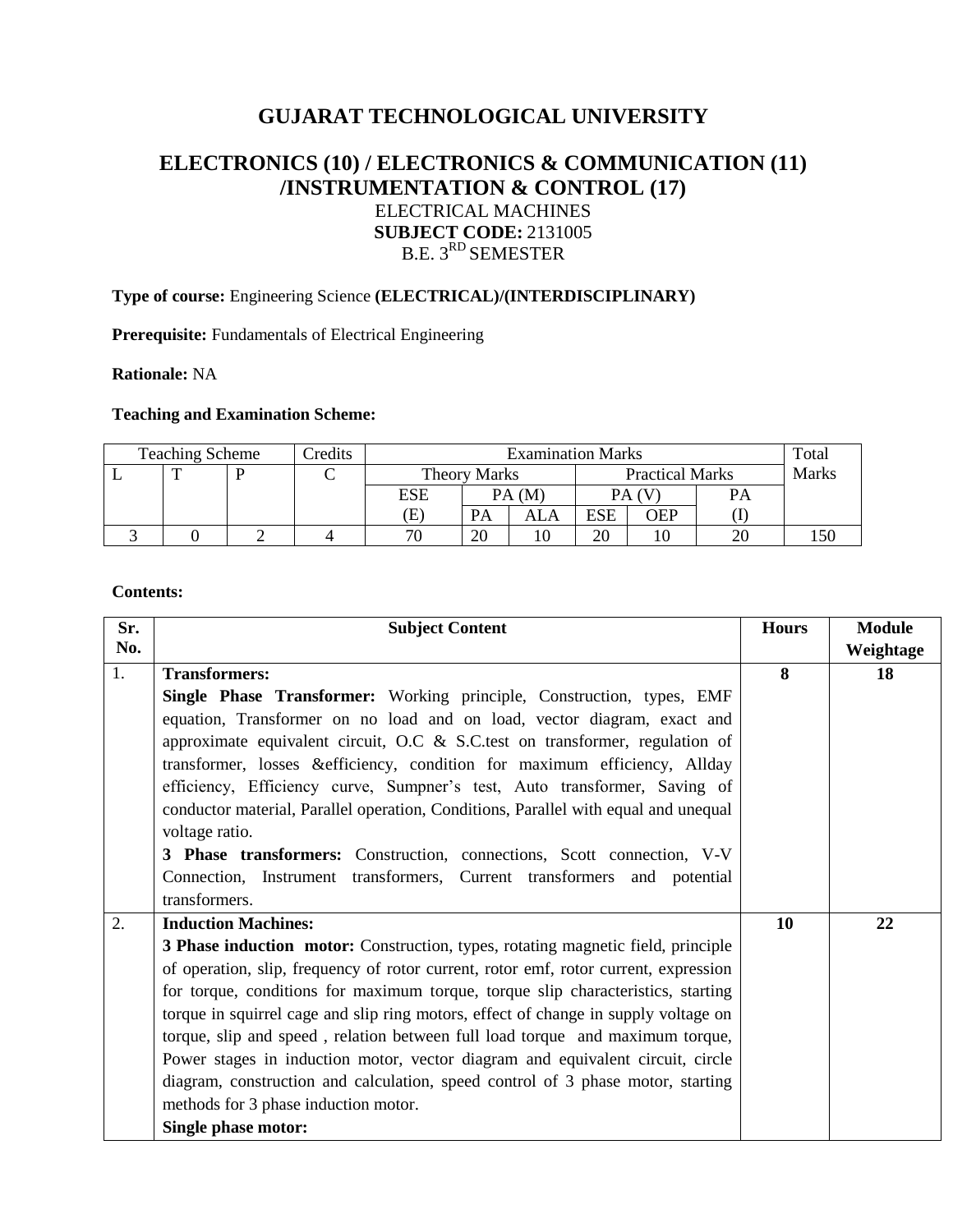# GUJARAT TECHNOLOGICAL UNIVERSITY

## ELECTRONICS (10) / ELECTRONICS & COMMUNICATION (11) /INSTRUMENTATION & CONTROL (17)

ELECTRICAL MACHINES
**SUBJECT CODE:** 2131005
B.E. 3RD SEMESTER

**Type of course:** Engineering Science **(ELECTRICAL)/(INTERDISCIPLINARY)**

**Prerequisite:** Fundamentals of Electrical Engineering

**Rationale:** NA

**Teaching and Examination Scheme:**

| Teaching Scheme | | | Credits | Examination Marks | | | | | | Total Marks |
|---|---|---|---|---|---|---|---|---|---|---|
| L | T | P | C | Theory Marks | | | Practical Marks | | | |
| | | | | ESE (E) | PA (M) | | PA (V) | | PA (I) | |
| | | | | | PA | ALA | ESE | OEP | | |
| 3 | 0 | 2 | 4 | 70 | 20 | 10 | 20 | 10 | 20 | 150 |

**Contents:**

| Sr. No. | Subject Content | Hours | Module Weightage |
|---|---|---|---|
| 1. | **Transformers:**<br>**Single Phase Transformer:** Working principle, Construction, types, EMF equation, Transformer on no load and on load, vector diagram, exact and approximate equivalent circuit, O.C & S.C.test on transformer, regulation of transformer, losses &efficiency, condition for maximum efficiency, Allday efficiency, Efficiency curve, Sumpner's test, Auto transformer, Saving of conductor material, Parallel operation, Conditions, Parallel with equal and unequal voltage ratio.<br>**3 Phase transformers:** Construction, connections, Scott connection, V-V Connection, Instrument transformers, Current transformers and potential transformers. | 8 | 18 |
| 2. | **Induction Machines:**<br>**3 Phase induction motor:** Construction, types, rotating magnetic field, principle of operation, slip, frequency of rotor current, rotor emf, rotor current, expression for torque, conditions for maximum torque, torque slip characteristics, starting torque in squirrel cage and slip ring motors, effect of change in supply voltage on torque, slip and speed , relation between full load torque and maximum torque, Power stages in induction motor, vector diagram and equivalent circuit, circle diagram, construction and calculation, speed control of 3 phase motor, starting methods for 3 phase induction motor.<br>**Single phase motor:** | 10 | 22 |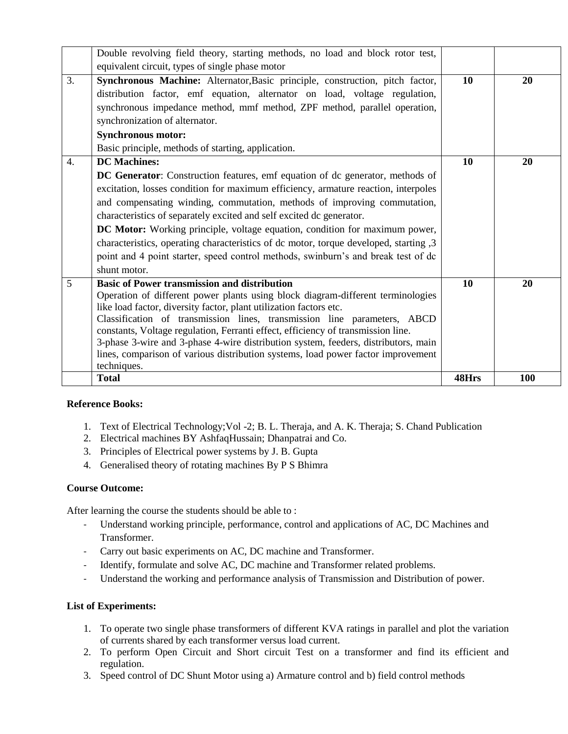| | | | |
|---|---|---|---|
| | Double revolving field theory, starting methods, no load and block rotor test, equivalent circuit, types of single phase motor | | |
| 3. | **Synchronous Machine:** Alternator,Basic principle, construction, pitch factor, distribution factor, emf equation, alternator on load, voltage regulation, synchronous impedance method, mmf method, ZPF method, parallel operation, synchronization of alternator.<br>**Synchronous motor:**<br>Basic principle, methods of starting, application. | **10** | **20** |
| 4. | **DC Machines:**<br>**DC Generator**: Construction features, emf equation of dc generator, methods of excitation, losses condition for maximum efficiency, armature reaction, interpoles and compensating winding, commutation, methods of improving commutation, characteristics of separately excited and self excited dc generator.<br>**DC Motor:** Working principle, voltage equation, condition for maximum power, characteristics, operating characteristics of dc motor, torque developed, starting ,3 point and 4 point starter, speed control methods, swinburn's and break test of dc shunt motor. | **10** | **20** |
| 5 | **Basic of Power transmission and distribution**<br>Operation of different power plants using block diagram-different terminologies like load factor, diversity factor, plant utilization factors etc.<br>Classification of transmission lines, transmission line parameters, ABCD constants, Voltage regulation, Ferranti effect, efficiency of transmission line.<br>3-phase 3-wire and 3-phase 4-wire distribution system, feeders, distributors, main lines, comparison of various distribution systems, load power factor improvement techniques. | **10** | **20** |
| | **Total** | **48Hrs** | **100** |

**Reference Books:**

1. Text of Electrical Technology;Vol -2; B. L. Theraja, and A. K. Theraja; S. Chand Publication
2. Electrical machines BY AshfaqHussain; Dhanpatrai and Co.
3. Principles of Electrical power systems by J. B. Gupta
4. Generalised theory of rotating machines By P S Bhimra

**Course Outcome:**

After learning the course the students should be able to :

- Understand working principle, performance, control and applications of AC, DC Machines and Transformer.
- Carry out basic experiments on AC, DC machine and Transformer.
- Identify, formulate and solve AC, DC machine and Transformer related problems.
- Understand the working and performance analysis of Transmission and Distribution of power.

**List of Experiments:**

1. To operate two single phase transformers of different KVA ratings in parallel and plot the variation of currents shared by each transformer versus load current.
2. To perform Open Circuit and Short circuit Test on a transformer and find its efficient and regulation.
3. Speed control of DC Shunt Motor using a) Armature control and b) field control methods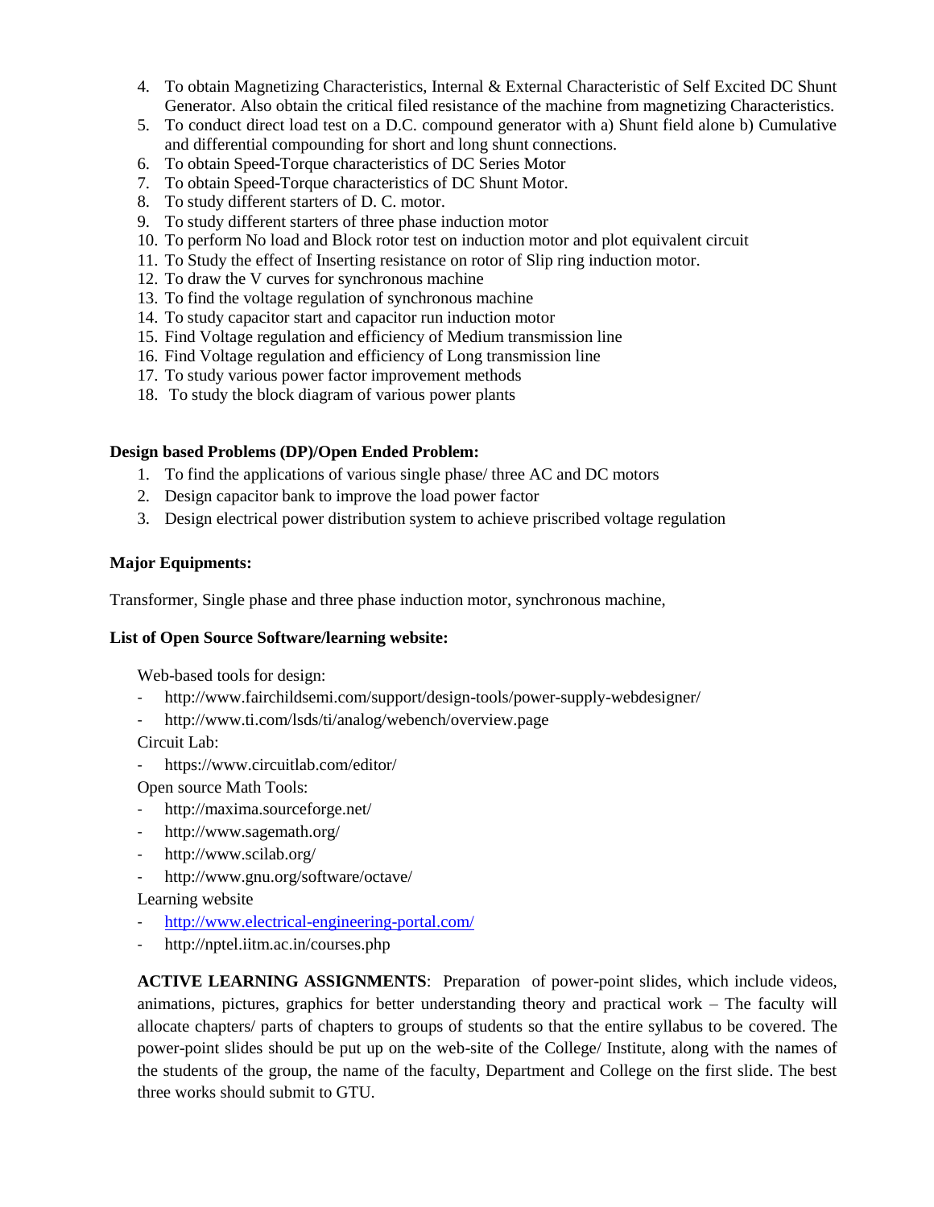4. To obtain Magnetizing Characteristics, Internal & External Characteristic of Self Excited DC Shunt Generator. Also obtain the critical filed resistance of the machine from magnetizing Characteristics.
5. To conduct direct load test on a D.C. compound generator with a) Shunt field alone b) Cumulative and differential compounding for short and long shunt connections.
6. To obtain Speed-Torque characteristics of DC Series Motor
7. To obtain Speed-Torque characteristics of DC Shunt Motor.
8. To study different starters of D. C. motor.
9. To study different starters of three phase induction motor
10. To perform No load and Block rotor test on induction motor and plot equivalent circuit
11. To Study the effect of Inserting resistance on rotor of Slip ring induction motor.
12. To draw the V curves for synchronous machine
13. To find the voltage regulation of synchronous machine
14. To study capacitor start and capacitor run induction motor
15. Find Voltage regulation and efficiency of Medium transmission line
16. Find Voltage regulation and efficiency of Long transmission line
17. To study various power factor improvement methods
18. To study the block diagram of various power plants

**Design based Problems (DP)/Open Ended Problem:**

1. To find the applications of various single phase/ three AC and DC motors
2. Design capacitor bank to improve the load power factor
3. Design electrical power distribution system to achieve priscribed voltage regulation

**Major Equipments:**

Transformer, Single phase and three phase induction motor, synchronous machine,

**List of Open Source Software/learning website:**

Web-based tools for design:

- http://www.fairchildsemi.com/support/design-tools/power-supply-webdesigner/
- http://www.ti.com/lsds/ti/analog/webench/overview.page

Circuit Lab:

- https://www.circuitlab.com/editor/

Open source Math Tools:

- http://maxima.sourceforge.net/
- http://www.sagemath.org/
- http://www.scilab.org/
- http://www.gnu.org/software/octave/

Learning website

- http://www.electrical-engineering-portal.com/
- http://nptel.iitm.ac.in/courses.php

**ACTIVE LEARNING ASSIGNMENTS**: Preparation of power-point slides, which include videos, animations, pictures, graphics for better understanding theory and practical work – The faculty will allocate chapters/ parts of chapters to groups of students so that the entire syllabus to be covered. The power-point slides should be put up on the web-site of the College/ Institute, along with the names of the students of the group, the name of the faculty, Department and College on the first slide. The best three works should submit to GTU.